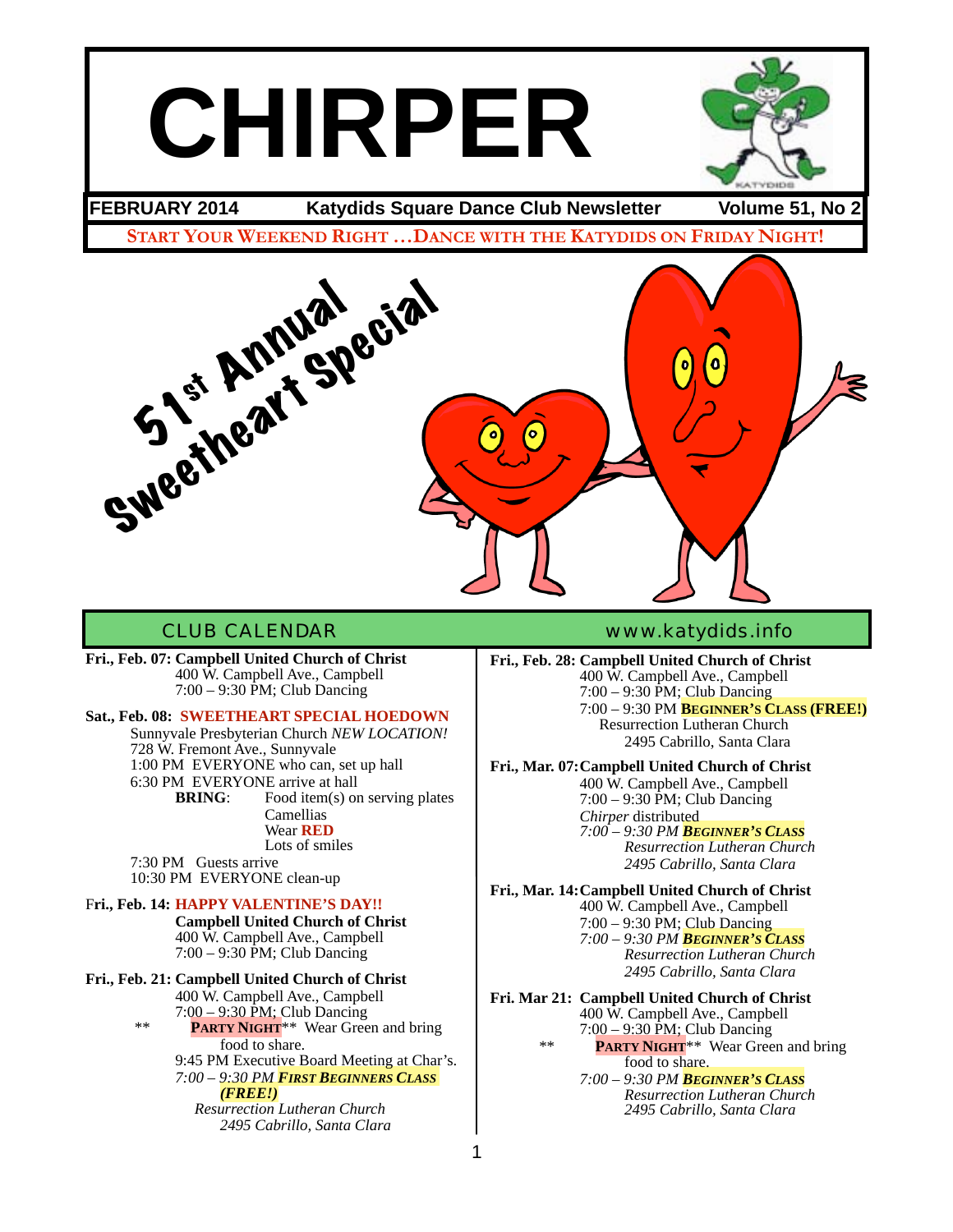# CHIRPER

**FEBRUARY 2014** **Katydids Square Dance Club Newsletter** **Volume 51, No 2**

**START YOUR WEEKEND RIGHT …DANCE WITH THE KATYDIDS ON FRIDAY NIGHT!**

## 51st Annual Sweetheart Special

## CLUB CALENDAR

www.katydids.info

**Fri., Feb. 07: Campbell United Church of Christ**
400 W. Campbell Ave., Campbell
7:00 – 9:30 PM; Club Dancing

**Sat., Feb. 08: SWEETHEART SPECIAL HOEDOWN**
Sunnyvale Presbyterian Church *NEW LOCATION!*
728 W. Fremont Ave., Sunnyvale
1:00 PM EVERYONE who can, set up hall
6:30 PM EVERYONE arrive at hall
**BRING**: Food item(s) on serving plates
Camellias
Wear **RED**
Lots of smiles
7:30 PM Guests arrive
10:30 PM EVERYONE clean-up

**Fri., Feb. 14: HAPPY VALENTINE'S DAY!!**
**Campbell United Church of Christ**
400 W. Campbell Ave., Campbell
7:00 – 9:30 PM; Club Dancing

**Fri., Feb. 21: Campbell United Church of Christ**
400 W. Campbell Ave., Campbell
7:00 – 9:30 PM; Club Dancing
** **PARTY NIGHT**** Wear Green and bring food to share.
9:45 PM Executive Board Meeting at Char's.
*7:00 – 9:30 PM **FIRST BEGINNERS CLASS (FREE!)***
*Resurrection Lutheran Church*
*2495 Cabrillo, Santa Clara*

**Fri., Feb. 28: Campbell United Church of Christ**
400 W. Campbell Ave., Campbell
7:00 – 9:30 PM; Club Dancing
7:00 – 9:30 PM **BEGINNER'S CLASS (FREE!)**
Resurrection Lutheran Church
2495 Cabrillo, Santa Clara

**Fri., Mar. 07: Campbell United Church of Christ**
400 W. Campbell Ave., Campbell
7:00 – 9:30 PM; Club Dancing
*Chirper* distributed
*7:00 – 9:30 PM **BEGINNER'S CLASS***
*Resurrection Lutheran Church*
*2495 Cabrillo, Santa Clara*

**Fri., Mar. 14: Campbell United Church of Christ**
400 W. Campbell Ave., Campbell
7:00 – 9:30 PM; Club Dancing
*7:00 – 9:30 PM **BEGINNER'S CLASS***
*Resurrection Lutheran Church*
*2495 Cabrillo, Santa Clara*

**Fri. Mar 21: Campbell United Church of Christ**
400 W. Campbell Ave., Campbell
7:00 – 9:30 PM; Club Dancing
** **PARTY NIGHT**** Wear Green and bring food to share.
*7:00 – 9:30 PM **BEGINNER'S CLASS***
*Resurrection Lutheran Church*
*2495 Cabrillo, Santa Clara*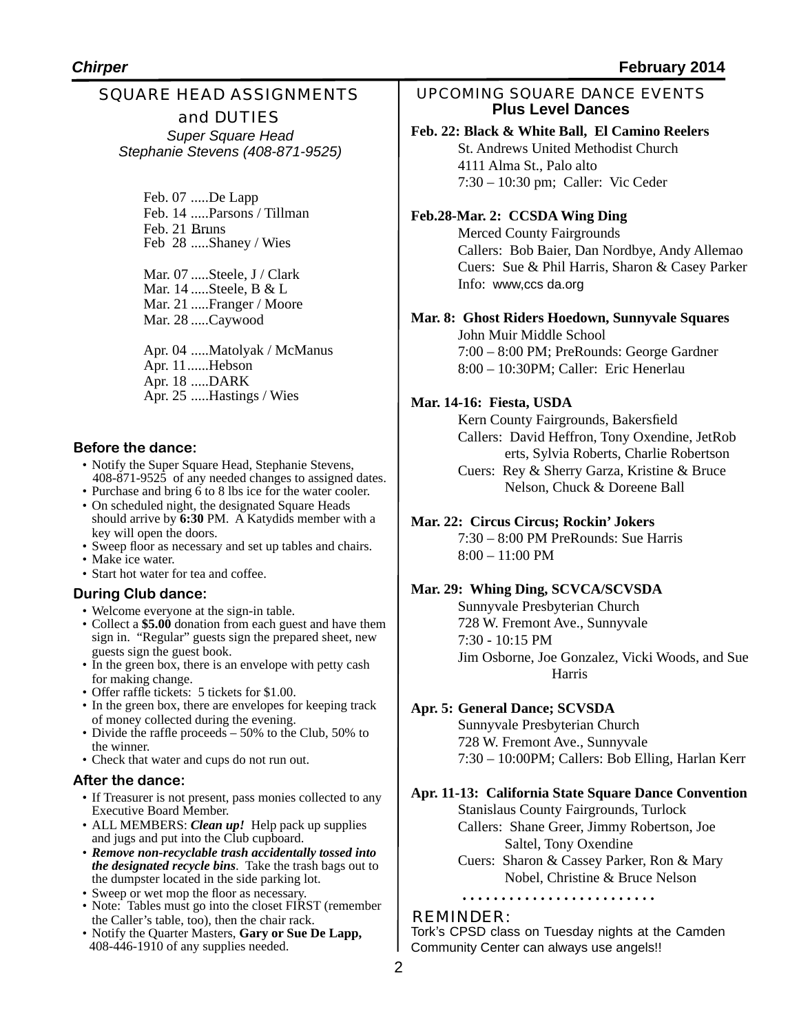## SQUARE HEAD ASSIGNMENTS and DUTIES

*Super Square Head*
*Stephanie Stevens (408-871-9525)*

Feb. 07 .....De Lapp
Feb. 14 .....Parsons / Tillman
Feb. 21 Bruns
Feb 28 .....Shaney / Wies

Mar. 07 .....Steele, J / Clark
Mar. 14 .....Steele, B & L
Mar. 21 .....Franger / Moore
Mar. 28 .....Caywood

Apr. 04 .....Matolyak / McManus
Apr. 11......Hebson
Apr. 18 .....DARK
Apr. 25 .....Hastings / Wies

### Before the dance:

- Notify the Super Square Head, Stephanie Stevens, 408-871-9525 of any needed changes to assigned dates.
- Purchase and bring 6 to 8 lbs ice for the water cooler.
- On scheduled night, the designated Square Heads should arrive by **6:30** PM. A Katydids member with a key will open the doors.
- Sweep floor as necessary and set up tables and chairs.
- Make ice water.
- Start hot water for tea and coffee.

### During Club dance:

- Welcome everyone at the sign-in table.
- Collect a **$5.00** donation from each guest and have them sign in. "Regular" guests sign the prepared sheet, new guests sign the guest book.
- In the green box, there is an envelope with petty cash for making change.
- Offer raffle tickets: 5 tickets for $1.00.
- In the green box, there are envelopes for keeping track of money collected during the evening.
- Divide the raffle proceeds – 50% to the Club, 50% to the winner.
- Check that water and cups do not run out.

### After the dance:

- If Treasurer is not present, pass monies collected to any Executive Board Member.
- ALL MEMBERS: ***Clean up!*** Help pack up supplies and jugs and put into the Club cupboard.
- ***Remove non-recyclable trash accidentally tossed into the designated recycle bins***. Take the trash bags out to the dumpster located in the side parking lot.
- Sweep or wet mop the floor as necessary.
- Note: Tables must go into the closet FIRST (remember the Caller's table, too), then the chair rack.
- Notify the Quarter Masters, **Gary or Sue De Lapp,** 408-446-1910 of any supplies needed.

## UPCOMING SQUARE DANCE EVENTS

### Plus Level Dances

**Feb. 22: Black & White Ball, El Camino Reelers**
St. Andrews United Methodist Church
4111 Alma St., Palo alto
7:30 – 10:30 pm; Caller: Vic Ceder

**Feb.28-Mar. 2: CCSDA Wing Ding**
Merced County Fairgrounds
Callers: Bob Baier, Dan Nordbye, Andy Allemao
Cuers: Sue & Phil Harris, Sharon & Casey Parker
Info: www,ccs da.org

**Mar. 8: Ghost Riders Hoedown, Sunnyvale Squares**
John Muir Middle School
7:00 – 8:00 PM; PreRounds: George Gardner
8:00 – 10:30PM; Caller: Eric Henerlau

**Mar. 14-16: Fiesta, USDA**
Kern County Fairgrounds, Bakersfield
Callers: David Heffron, Tony Oxendine, JetRoberts, Sylvia Roberts, Charlie Robertson
Cuers: Rey & Sherry Garza, Kristine & Bruce Nelson, Chuck & Doreene Ball

**Mar. 22: Circus Circus; Rockin' Jokers**
7:30 – 8:00 PM PreRounds: Sue Harris
8:00 – 11:00 PM

**Mar. 29: Whing Ding, SCVCA/SCVSDA**
Sunnyvale Presbyterian Church
728 W. Fremont Ave., Sunnyvale
7:30 - 10:15 PM
Jim Osborne, Joe Gonzalez, Vicki Woods, and Sue Harris

**Apr. 5: General Dance; SCVSDA**
Sunnyvale Presbyterian Church
728 W. Fremont Ave., Sunnyvale
7:30 – 10:00PM; Callers: Bob Elling, Harlan Kerr

**Apr. 11-13: California State Square Dance Convention**
Stanislaus County Fairgrounds, Turlock
Callers: Shane Greer, Jimmy Robertson, Joe Saltel, Tony Oxendine
Cuers: Sharon & Cassey Parker, Ron & Mary Nobel, Christine & Bruce Nelson

........................

REMINDER:
Tork's CPSD class on Tuesday nights at the Camden Community Center can always use angels!!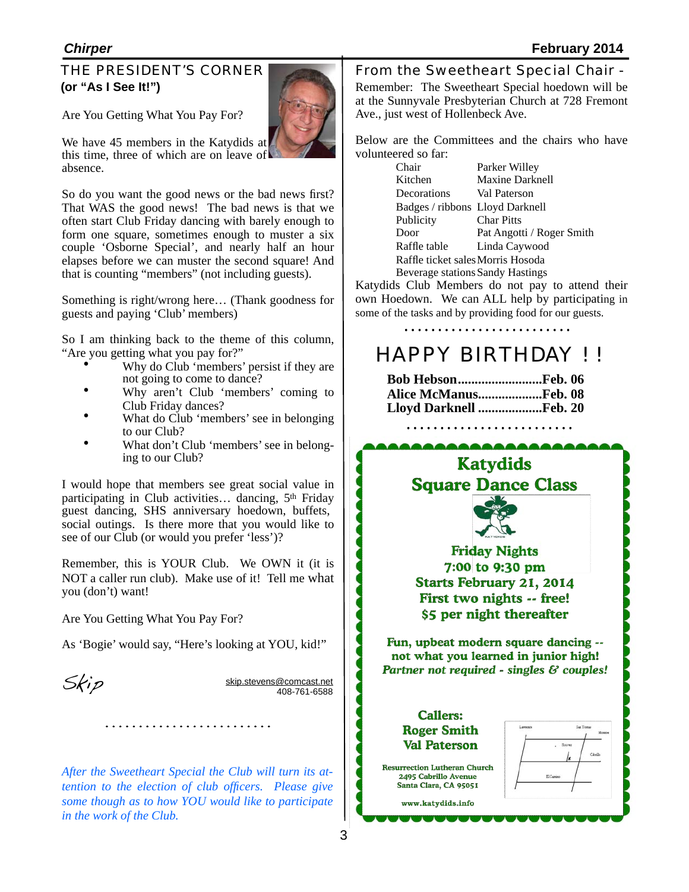## THE PRESIDENT'S CORNER

**(or "As I See It!")**

Are You Getting What You Pay For?

We have 45 members in the Katydids at this time, three of which are on leave of absence.

So do you want the good news or the bad news first? That WAS the good news! The bad news is that we often start Club Friday dancing with barely enough to form one square, sometimes enough to muster a six couple 'Osborne Special', and nearly half an hour elapses before we can muster the second square! And that is counting "members" (not including guests).

Something is right/wrong here… (Thank goodness for guests and paying 'Club' members)

So I am thinking back to the theme of this column, "Are you getting what you pay for?"

- Why do Club 'members' persist if they are not going to come to dance?
- Why aren't Club 'members' coming to Club Friday dances?
- What do Club 'members' see in belonging to our Club?
- What don't Club 'members' see in belonging to our Club?

I would hope that members see great social value in participating in Club activities… dancing, 5th Friday guest dancing, SHS anniversary hoedown, buffets, social outings. Is there more that you would like to see of our Club (or would you prefer 'less')?

Remember, this is YOUR Club. We OWN it (it is NOT a caller run club). Make use of it! Tell me what you (don't) want!

Are You Getting What You Pay For?

As 'Bogie' would say, "Here's looking at YOU, kid!"

*Skip*

skip.stevens@comcast.net
408-761-6588

. . . . . . . . . . . . . . . . . . . . . . . . .

*After the Sweetheart Special the Club will turn its attention to the election of club officers. Please give some though as to how YOU would like to participate in the work of the Club.*

## From the Sweetheart Special Chair -

Remember: The Sweetheart Special hoedown will be at the Sunnyvale Presbyterian Church at 728 Fremont Ave., just west of Hollenbeck Ave.

Below are the Committees and the chairs who have volunteered so far:

| | |
|---|---|
| Chair | Parker Willey |
| Kitchen | Maxine Darknell |
| Decorations | Val Paterson |
| Badges / ribbons | Lloyd Darknell |
| Publicity | Char Pitts |
| Door | Pat Angotti / Roger Smith |
| Raffle table | Linda Caywood |
| Raffle ticket sales | Morris Hosoda |
| Beverage stations | Sandy Hastings |

Katydids Club Members do not pay to attend their own Hoedown. We can ALL help by participating in some of the tasks and by providing food for our guests.

. . . . . . . . . . . . . . . . . . . . . . . . .

## HAPPY BIRTHDAY ! !

**Bob Hebson.........................Feb. 06**
**Alice McManus...................Feb. 08**
**Lloyd Darknell ...................Feb. 20**

. . . . . . . . . . . . . . . . . . . . . . . . .

## Katydids Square Dance Class

**Friday Nights**
**7:00 to 9:30 pm**
**Starts February 21, 2014**
**First two nights -- free!**
**$5 per night thereafter**

**Fun, upbeat modern square dancing -- not what you learned in junior high!**
***Partner not required - singles & couples!***

**Callers:**
**Roger Smith**
**Val Paterson**

**Resurrection Lutheran Church**
**2495 Cabrillo Avenue**
**Santa Clara, CA 95051**

**www.katydids.info**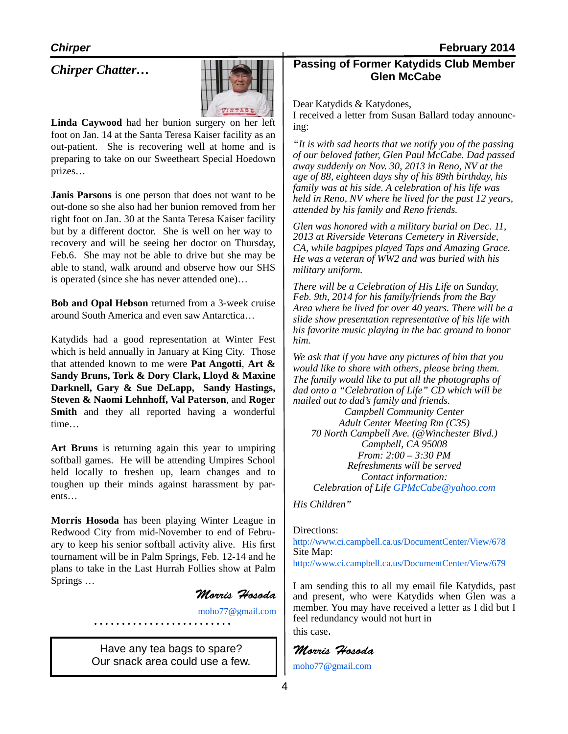## *Chirper Chatter…*

**Linda Caywood** had her bunion surgery on her left foot on Jan. 14 at the Santa Teresa Kaiser facility as an out-patient. She is recovering well at home and is preparing to take on our Sweetheart Special Hoedown prizes…

**Janis Parsons** is one person that does not want to be out-done so she also had her bunion removed from her right foot on Jan. 30 at the Santa Teresa Kaiser facility but by a different doctor. She is well on her way to recovery and will be seeing her doctor on Thursday, Feb.6. She may not be able to drive but she may be able to stand, walk around and observe how our SHS is operated (since she has never attended one)…

**Bob and Opal Hebson** returned from a 3-week cruise around South America and even saw Antarctica…

Katydids had a good representation at Winter Fest which is held annually in January at King City. Those that attended known to me were **Pat Angotti**, **Art & Sandy Bruns, Tork & Dory Clark, Lloyd & Maxine Darknell, Gary & Sue DeLapp, Sandy Hastings, Steven & Naomi Lehnhoff, Val Paterson**, and **Roger Smith** and they all reported having a wonderful time…

**Art Bruns** is returning again this year to umpiring softball games. He will be attending Umpires School held locally to freshen up, learn changes and to toughen up their minds against harassment by parents…

**Morris Hosoda** has been playing Winter League in Redwood City from mid-November to end of February to keep his senior softball activity alive. His first tournament will be in Palm Springs, Feb. 12-14 and he plans to take in the Last Hurrah Follies show at Palm Springs …

*Morris Hosoda*

moho77@gmail.com

. . . . . . . . . . . . . . . . . . . . . . . . .

Have any tea bags to spare?
Our snack area could use a few.

## Passing of Former Katydids Club Member Glen McCabe

Dear Katydids & Katydones,
I received a letter from Susan Ballard today announcing:

*"It is with sad hearts that we notify you of the passing of our beloved father, Glen Paul McCabe. Dad passed away suddenly on Nov. 30, 2013 in Reno, NV at the age of 88, eighteen days shy of his 89th birthday, his family was at his side. A celebration of his life was held in Reno, NV where he lived for the past 12 years, attended by his family and Reno friends.*

*Glen was honored with a military burial on Dec. 11, 2013 at Riverside Veterans Cemetery in Riverside, CA, while bagpipes played Taps and Amazing Grace. He was a veteran of WW2 and was buried with his military uniform.*

*There will be a Celebration of His Life on Sunday, Feb. 9th, 2014 for his family/friends from the Bay Area where he lived for over 40 years. There will be a slide show presentation representative of his life with his favorite music playing in the bac ground to honor him.*

*We ask that if you have any pictures of him that you would like to share with others, please bring them. The family would like to put all the photographs of dad onto a "Celebration of Life" CD which will be mailed out to dad's family and friends.*

*Campbell Community Center*
*Adult Center Meeting Rm (C35)*
*70 North Campbell Ave. (@Winchester Blvd.)*
*Campbell, CA 95008*
*From: 2:00 – 3:30 PM*
*Refreshments will be served*
*Contact information:*
*Celebration of Life GPMcCabe@yahoo.com*

*His Children"*

Directions:
http://www.ci.campbell.ca.us/DocumentCenter/View/678
Site Map:
http://www.ci.campbell.ca.us/DocumentCenter/View/679

I am sending this to all my email file Katydids, past and present, who were Katydids when Glen was a member. You may have received a letter as I did but I feel redundancy would not hurt in this case.

*Morris Hosoda*

moho77@gmail.com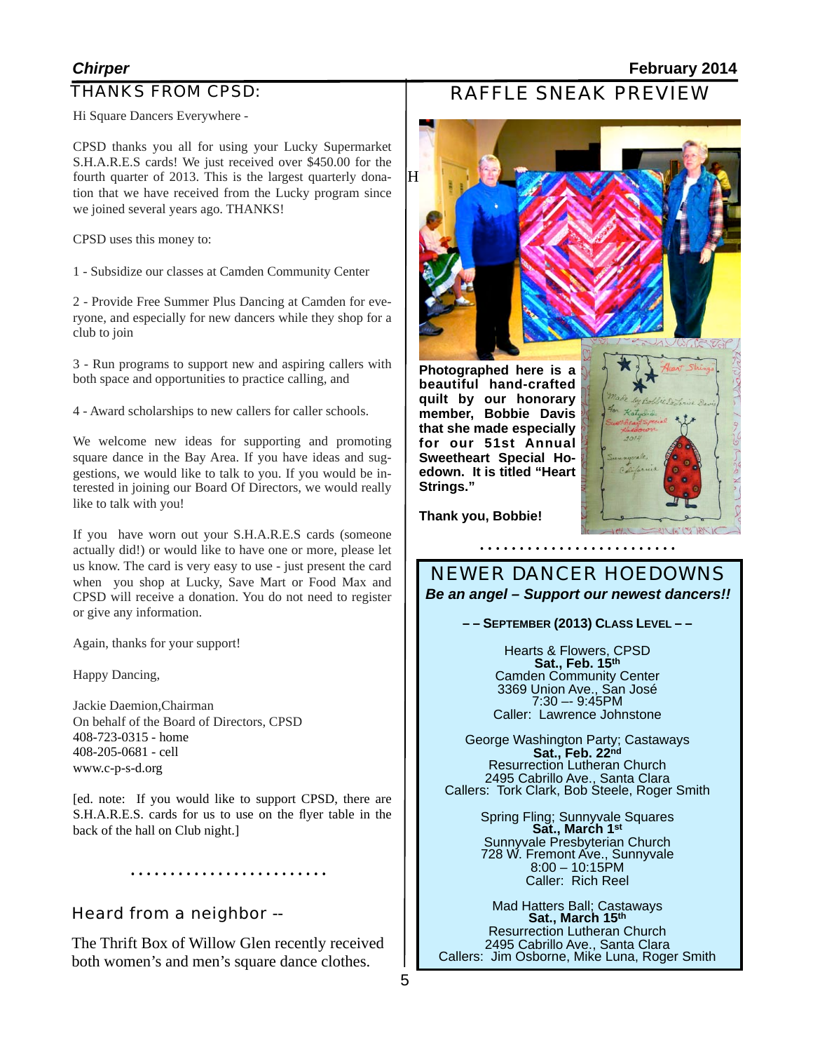## THANKS FROM CPSD:

Hi Square Dancers Everywhere -

CPSD thanks you all for using your Lucky Supermarket S.H.A.R.E.S cards! We just received over $450.00 for the fourth quarter of 2013. This is the largest quarterly donation that we have received from the Lucky program since we joined several years ago. THANKS!

CPSD uses this money to:

1 - Subsidize our classes at Camden Community Center

2 - Provide Free Summer Plus Dancing at Camden for everyone, and especially for new dancers while they shop for a club to join

3 - Run programs to support new and aspiring callers with both space and opportunities to practice calling, and

4 - Award scholarships to new callers for caller schools.

We welcome new ideas for supporting and promoting square dance in the Bay Area. If you have ideas and suggestions, we would like to talk to you. If you would be interested in joining our Board Of Directors, we would really like to talk with you!

If you have worn out your S.H.A.R.E.S cards (someone actually did!) or would like to have one or more, please let us know. The card is very easy to use - just present the card when you shop at Lucky, Save Mart or Food Max and CPSD will receive a donation. You do not need to register or give any information.

Again, thanks for your support!

Happy Dancing,

Jackie Daemion,Chairman
On behalf of the Board of Directors, CPSD
408-723-0315 - home
408-205-0681 - cell
www.c-p-s-d.org

[ed. note: If you would like to support CPSD, there are S.H.A.R.E.S. cards for us to use on the flyer table in the back of the hall on Club night.]

.........................

## Heard from a neighbor --

The Thrift Box of Willow Glen recently received both women's and men's square dance clothes.

## RAFFLE SNEAK PREVIEW

**Photographed here is a beautiful hand-crafted quilt by our honorary member, Bobbie Davis that she made especially for our 51st Annual Sweetheart Special Hoedown. It is titled "Heart Strings."**

**Thank you, Bobbie!**

.........................

## NEWER DANCER HOEDOWNS

***Be an angel – Support our newest dancers!!***

**– – SEPTEMBER (2013) CLASS LEVEL – –**

Hearts & Flowers, CPSD
**Sat., Feb. 15th**
Camden Community Center
3369 Union Ave., San José
7:30 –- 9:45PM
Caller: Lawrence Johnstone

George Washington Party; Castaways
**Sat., Feb. 22nd**
Resurrection Lutheran Church
2495 Cabrillo Ave., Santa Clara
Callers: Tork Clark, Bob Steele, Roger Smith

Spring Fling; Sunnyvale Squares
**Sat., March 1st**
Sunnyvale Presbyterian Church
728 W. Fremont Ave., Sunnyvale
8:00 – 10:15PM
Caller: Rich Reel

Mad Hatters Ball; Castaways
**Sat., March 15th**
Resurrection Lutheran Church
2495 Cabrillo Ave., Santa Clara
Callers: Jim Osborne, Mike Luna, Roger Smith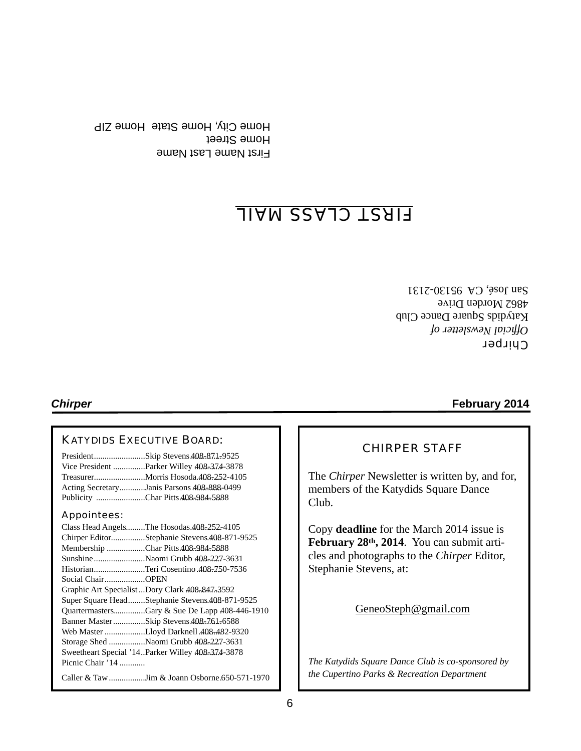First Name Last Name
Home Street
Home City, Home State Home ZIP

FIRST CLASS MAIL

Chirper
*Official Newsletter of*
Katydids Square Dance Club
4862 Morden Drive
San José, CA 95130-2131

## KATYDIDS EXECUTIVE BOARD:

| | | |
|---|---|---|
| President | Skip Stevens | 408-871-9525 |
| Vice President | Parker Willey | 408-374-3878 |
| Treasurer | Morris Hosoda | 408-252-4105 |
| Acting Secretary | Janis Parsons | 408-888-0499 |
| Publicity | Char Pitts | 408-984-5888 |

### Appointees:

| | | |
|---|---|---|
| Class Head Angels | The Hosodas | 408-252-4105 |
| Chirper Editor | Stephanie Stevens | 408-871-9525 |
| Membership | Char Pitts | 408-984-5888 |
| Sunshine | Naomi Grubb | 408-227-3631 |
| Historian | Teri Cosentino | 408-750-7536 |
| Social Chair | OPEN | |
| Graphic Art Specialist | Dory Clark | 408-847-3592 |
| Super Square Head | Stephanie Stevens | 408-871-9525 |
| Quartermasters | Gary & Sue De Lapp | 408-446-1910 |
| Banner Master | Skip Stevens | 408-761-6588 |
| Web Master | Lloyd Darknell | 408-482-9320 |
| Storage Shed | Naomi Grubb | 408-227-3631 |
| Sweetheart Special ’14 | Parker Willey | 408-374-3878 |
| Picnic Chair ’14 | | |
| Caller & Taw | Jim & Joann Osborne | 650-571-1970 |

## CHIRPER STAFF

The *Chirper* Newsletter is written by, and for, members of the Katydids Square Dance Club.

Copy **deadline** for the March 2014 issue is **February 28th, 2014**. You can submit articles and photographs to the *Chirper* Editor, Stephanie Stevens, at:

GeneoSteph@gmail.com

*The Katydids Square Dance Club is co-sponsored by the Cupertino Parks & Recreation Department*